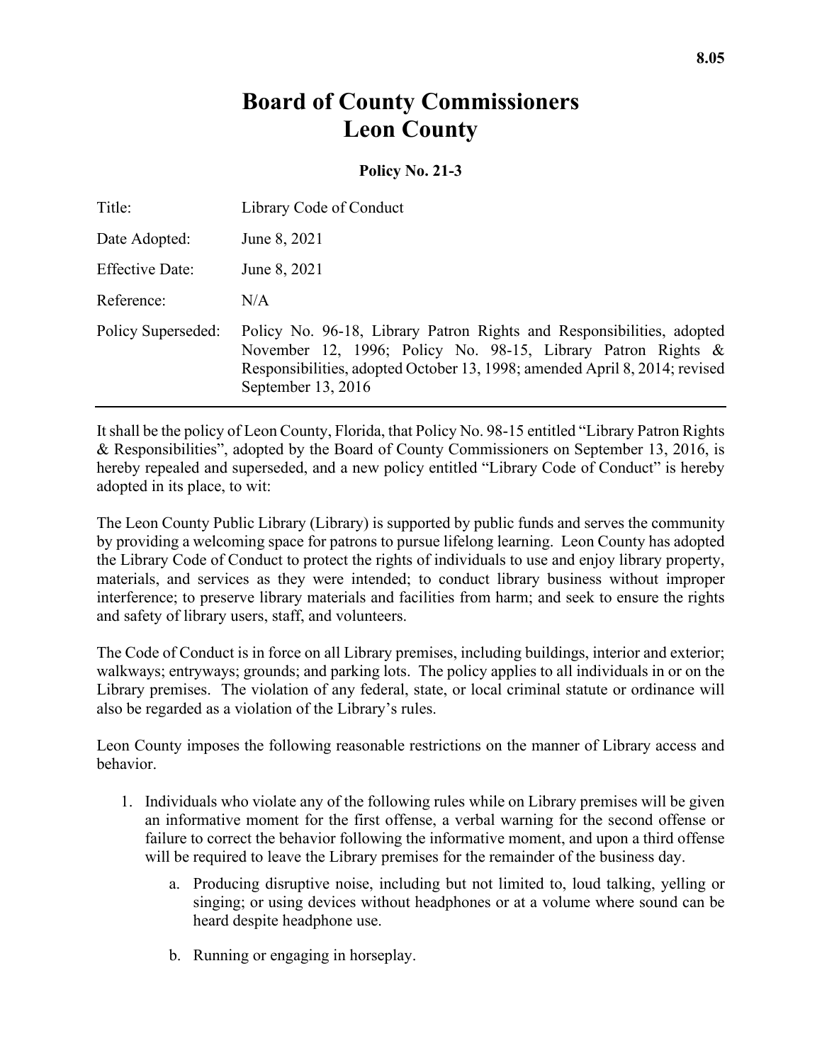# Board of County Commissioners
# Leon County

**Policy No. 21-3**

| | |
|---|---|
| Title: | Library Code of Conduct |
| Date Adopted: | June 8, 2021 |
| Effective Date: | June 8, 2021 |
| Reference: | N/A |
| Policy Superseded: | Policy No. 96-18, Library Patron Rights and Responsibilities, adopted November 12, 1996; Policy No. 98-15, Library Patron Rights & Responsibilities, adopted October 13, 1998; amended April 8, 2014; revised September 13, 2016 |

It shall be the policy of Leon County, Florida, that Policy No. 98-15 entitled "Library Patron Rights & Responsibilities", adopted by the Board of County Commissioners on September 13, 2016, is hereby repealed and superseded, and a new policy entitled "Library Code of Conduct" is hereby adopted in its place, to wit:

The Leon County Public Library (Library) is supported by public funds and serves the community by providing a welcoming space for patrons to pursue lifelong learning. Leon County has adopted the Library Code of Conduct to protect the rights of individuals to use and enjoy library property, materials, and services as they were intended; to conduct library business without improper interference; to preserve library materials and facilities from harm; and seek to ensure the rights and safety of library users, staff, and volunteers.

The Code of Conduct is in force on all Library premises, including buildings, interior and exterior; walkways; entryways; grounds; and parking lots. The policy applies to all individuals in or on the Library premises. The violation of any federal, state, or local criminal statute or ordinance will also be regarded as a violation of the Library's rules.

Leon County imposes the following reasonable restrictions on the manner of Library access and behavior.

1. Individuals who violate any of the following rules while on Library premises will be given an informative moment for the first offense, a verbal warning for the second offense or failure to correct the behavior following the informative moment, and upon a third offense will be required to leave the Library premises for the remainder of the business day.

    a. Producing disruptive noise, including but not limited to, loud talking, yelling or singing; or using devices without headphones or at a volume where sound can be heard despite headphone use.

    b. Running or engaging in horseplay.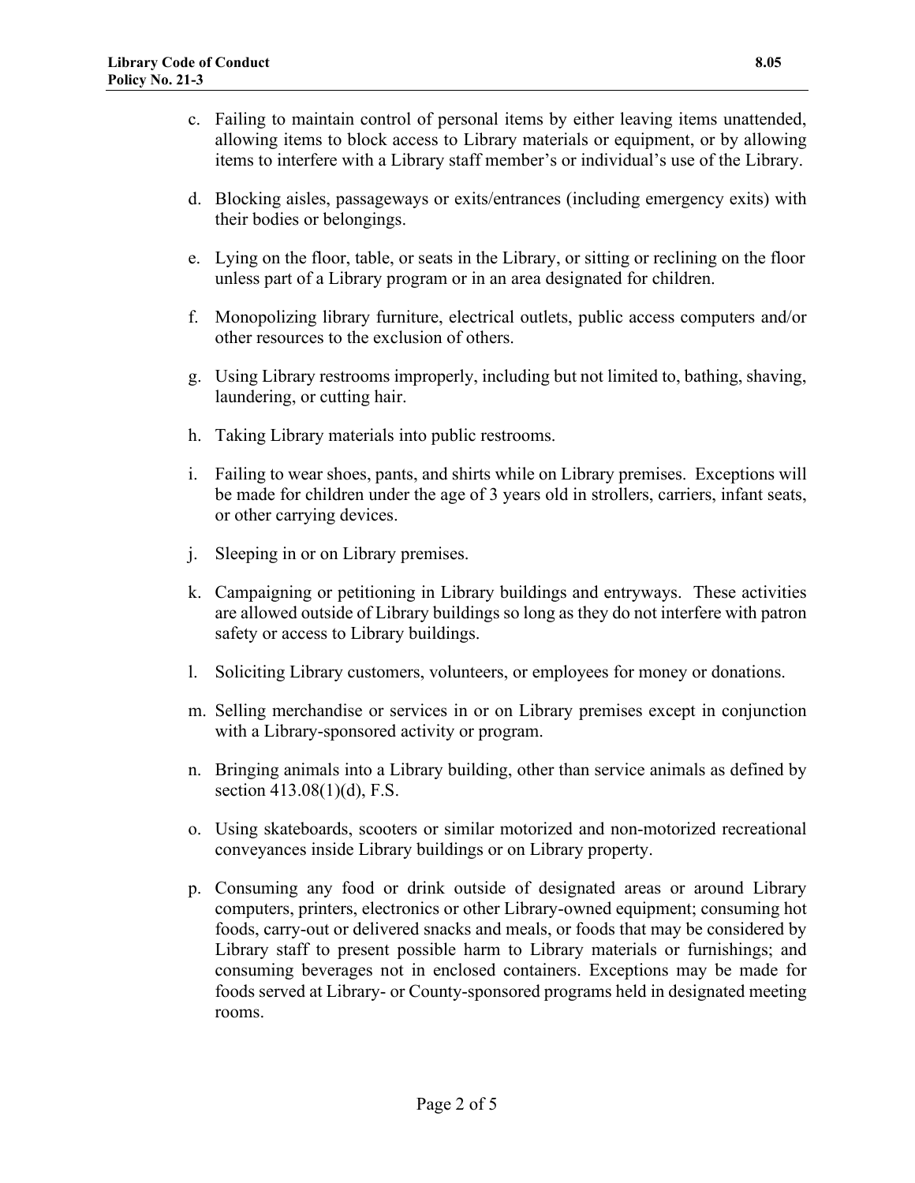c. Failing to maintain control of personal items by either leaving items unattended, allowing items to block access to Library materials or equipment, or by allowing items to interfere with a Library staff member's or individual's use of the Library.

d. Blocking aisles, passageways or exits/entrances (including emergency exits) with their bodies or belongings.

e. Lying on the floor, table, or seats in the Library, or sitting or reclining on the floor unless part of a Library program or in an area designated for children.

f. Monopolizing library furniture, electrical outlets, public access computers and/or other resources to the exclusion of others.

g. Using Library restrooms improperly, including but not limited to, bathing, shaving, laundering, or cutting hair.

h. Taking Library materials into public restrooms.

i. Failing to wear shoes, pants, and shirts while on Library premises. Exceptions will be made for children under the age of 3 years old in strollers, carriers, infant seats, or other carrying devices.

j. Sleeping in or on Library premises.

k. Campaigning or petitioning in Library buildings and entryways. These activities are allowed outside of Library buildings so long as they do not interfere with patron safety or access to Library buildings.

l. Soliciting Library customers, volunteers, or employees for money or donations.

m. Selling merchandise or services in or on Library premises except in conjunction with a Library-sponsored activity or program.

n. Bringing animals into a Library building, other than service animals as defined by section 413.08(1)(d), F.S.

o. Using skateboards, scooters or similar motorized and non-motorized recreational conveyances inside Library buildings or on Library property.

p. Consuming any food or drink outside of designated areas or around Library computers, printers, electronics or other Library-owned equipment; consuming hot foods, carry-out or delivered snacks and meals, or foods that may be considered by Library staff to present possible harm to Library materials or furnishings; and consuming beverages not in enclosed containers. Exceptions may be made for foods served at Library- or County-sponsored programs held in designated meeting rooms.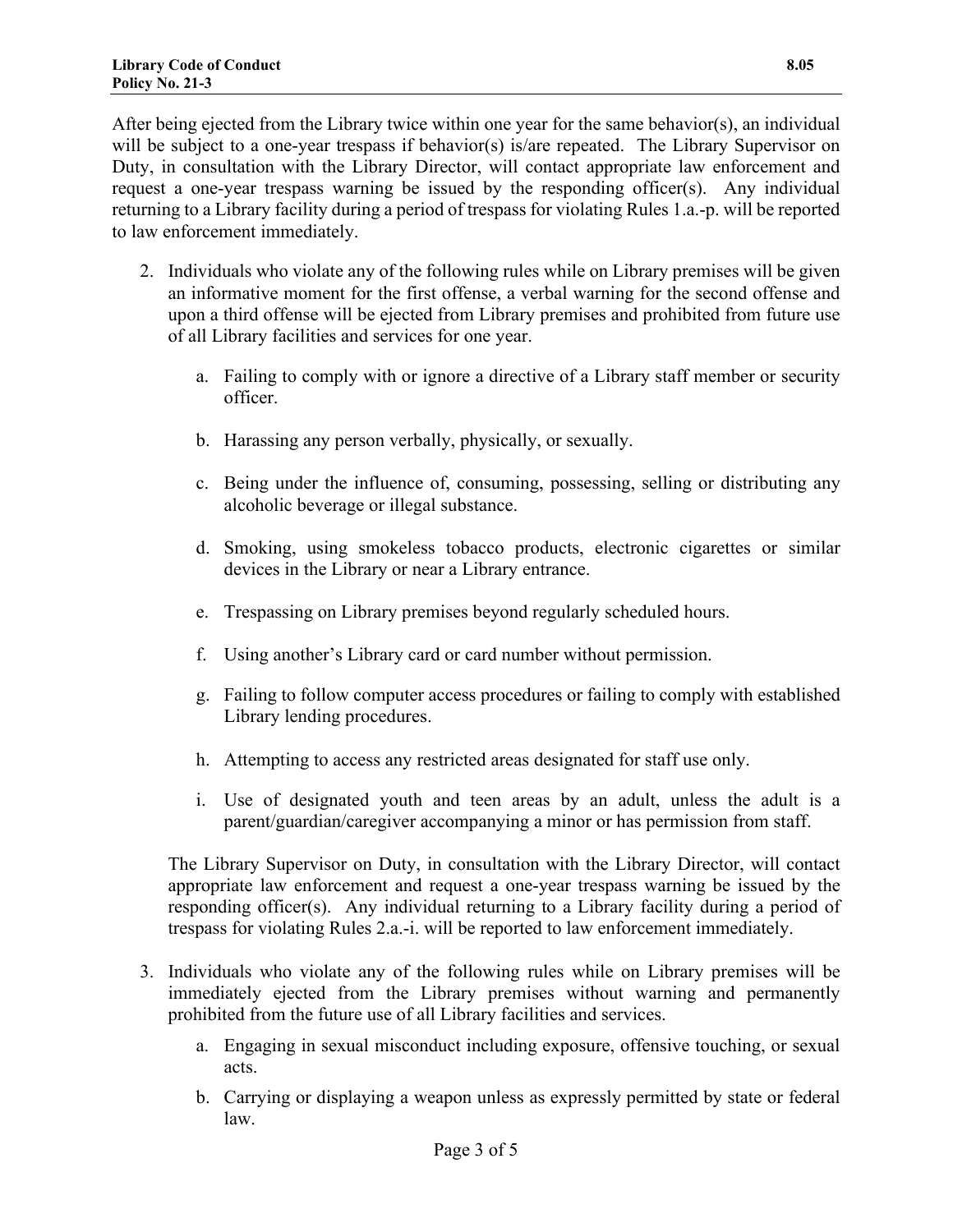After being ejected from the Library twice within one year for the same behavior(s), an individual will be subject to a one-year trespass if behavior(s) is/are repeated. The Library Supervisor on Duty, in consultation with the Library Director, will contact appropriate law enforcement and request a one-year trespass warning be issued by the responding officer(s). Any individual returning to a Library facility during a period of trespass for violating Rules 1.a.-p. will be reported to law enforcement immediately.

2. Individuals who violate any of the following rules while on Library premises will be given an informative moment for the first offense, a verbal warning for the second offense and upon a third offense will be ejected from Library premises and prohibited from future use of all Library facilities and services for one year.

    a. Failing to comply with or ignore a directive of a Library staff member or security officer.

    b. Harassing any person verbally, physically, or sexually.

    c. Being under the influence of, consuming, possessing, selling or distributing any alcoholic beverage or illegal substance.

    d. Smoking, using smokeless tobacco products, electronic cigarettes or similar devices in the Library or near a Library entrance.

    e. Trespassing on Library premises beyond regularly scheduled hours.

    f. Using another's Library card or card number without permission.

    g. Failing to follow computer access procedures or failing to comply with established Library lending procedures.

    h. Attempting to access any restricted areas designated for staff use only.

    i. Use of designated youth and teen areas by an adult, unless the adult is a parent/guardian/caregiver accompanying a minor or has permission from staff.

    The Library Supervisor on Duty, in consultation with the Library Director, will contact appropriate law enforcement and request a one-year trespass warning be issued by the responding officer(s). Any individual returning to a Library facility during a period of trespass for violating Rules 2.a.-i. will be reported to law enforcement immediately.

3. Individuals who violate any of the following rules while on Library premises will be immediately ejected from the Library premises without warning and permanently prohibited from the future use of all Library facilities and services.

    a. Engaging in sexual misconduct including exposure, offensive touching, or sexual acts.

    b. Carrying or displaying a weapon unless as expressly permitted by state or federal law.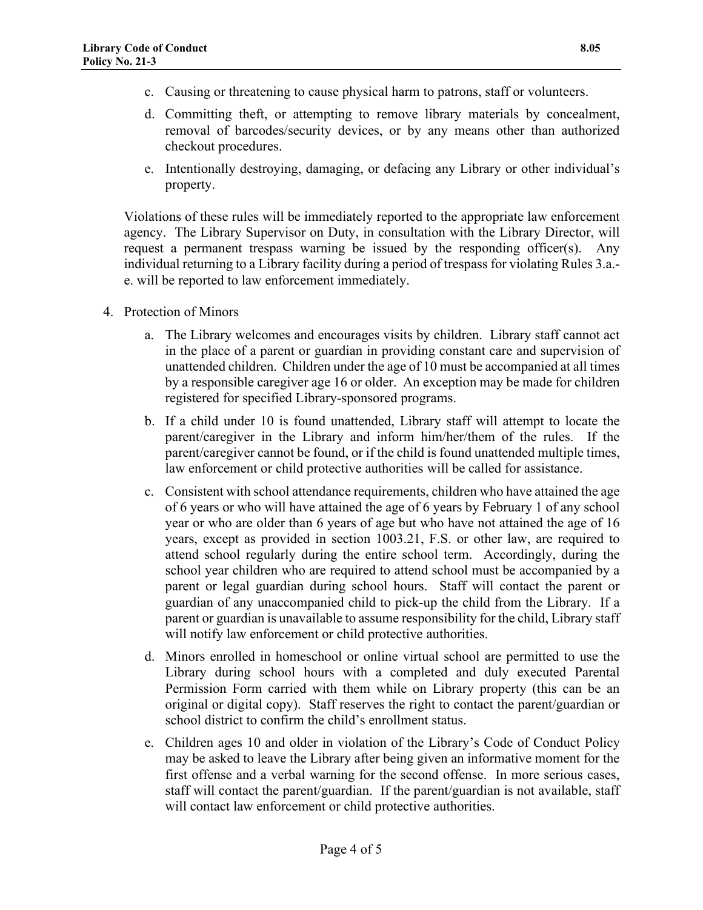c. Causing or threatening to cause physical harm to patrons, staff or volunteers.

d. Committing theft, or attempting to remove library materials by concealment, removal of barcodes/security devices, or by any means other than authorized checkout procedures.

e. Intentionally destroying, damaging, or defacing any Library or other individual's property.

Violations of these rules will be immediately reported to the appropriate law enforcement agency. The Library Supervisor on Duty, in consultation with the Library Director, will request a permanent trespass warning be issued by the responding officer(s). Any individual returning to a Library facility during a period of trespass for violating Rules 3.a.-e. will be reported to law enforcement immediately.

4. Protection of Minors

   a. The Library welcomes and encourages visits by children. Library staff cannot act in the place of a parent or guardian in providing constant care and supervision of unattended children. Children under the age of 10 must be accompanied at all times by a responsible caregiver age 16 or older. An exception may be made for children registered for specified Library-sponsored programs.

   b. If a child under 10 is found unattended, Library staff will attempt to locate the parent/caregiver in the Library and inform him/her/them of the rules. If the parent/caregiver cannot be found, or if the child is found unattended multiple times, law enforcement or child protective authorities will be called for assistance.

   c. Consistent with school attendance requirements, children who have attained the age of 6 years or who will have attained the age of 6 years by February 1 of any school year or who are older than 6 years of age but who have not attained the age of 16 years, except as provided in section 1003.21, F.S. or other law, are required to attend school regularly during the entire school term. Accordingly, during the school year children who are required to attend school must be accompanied by a parent or legal guardian during school hours. Staff will contact the parent or guardian of any unaccompanied child to pick-up the child from the Library. If a parent or guardian is unavailable to assume responsibility for the child, Library staff will notify law enforcement or child protective authorities.

   d. Minors enrolled in homeschool or online virtual school are permitted to use the Library during school hours with a completed and duly executed Parental Permission Form carried with them while on Library property (this can be an original or digital copy). Staff reserves the right to contact the parent/guardian or school district to confirm the child's enrollment status.

   e. Children ages 10 and older in violation of the Library's Code of Conduct Policy may be asked to leave the Library after being given an informative moment for the first offense and a verbal warning for the second offense. In more serious cases, staff will contact the parent/guardian. If the parent/guardian is not available, staff will contact law enforcement or child protective authorities.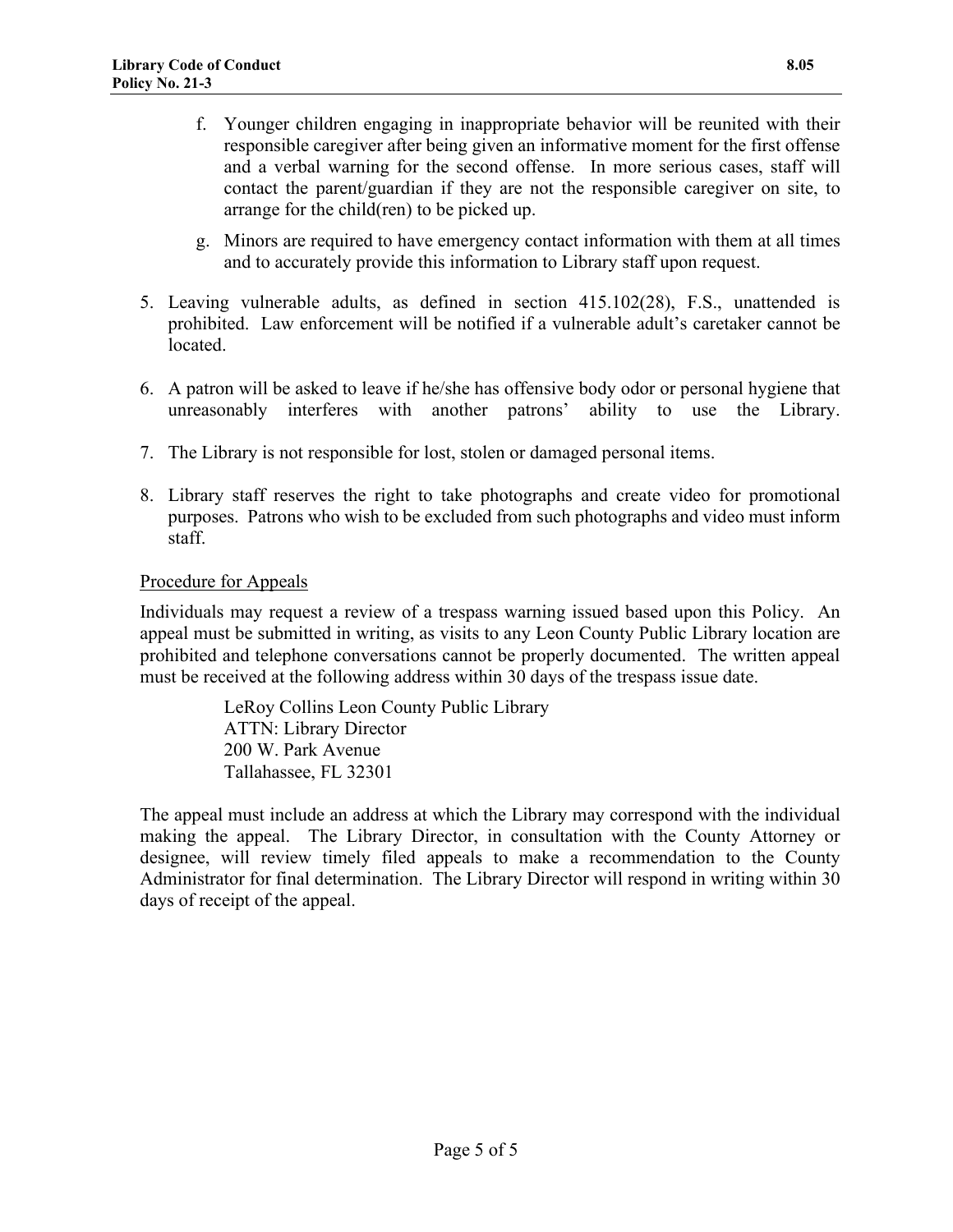f. Younger children engaging in inappropriate behavior will be reunited with their responsible caregiver after being given an informative moment for the first offense and a verbal warning for the second offense. In more serious cases, staff will contact the parent/guardian if they are not the responsible caregiver on site, to arrange for the child(ren) to be picked up.

   g. Minors are required to have emergency contact information with them at all times and to accurately provide this information to Library staff upon request.

5. Leaving vulnerable adults, as defined in section 415.102(28), F.S., unattended is prohibited. Law enforcement will be notified if a vulnerable adult's caretaker cannot be located.

6. A patron will be asked to leave if he/she has offensive body odor or personal hygiene that unreasonably interferes with another patrons' ability to use the Library.

7. The Library is not responsible for lost, stolen or damaged personal items.

8. Library staff reserves the right to take photographs and create video for promotional purposes. Patrons who wish to be excluded from such photographs and video must inform staff.

Procedure for Appeals

Individuals may request a review of a trespass warning issued based upon this Policy. An appeal must be submitted in writing, as visits to any Leon County Public Library location are prohibited and telephone conversations cannot be properly documented. The written appeal must be received at the following address within 30 days of the trespass issue date.

> LeRoy Collins Leon County Public Library
> ATTN: Library Director
> 200 W. Park Avenue
> Tallahassee, FL 32301

The appeal must include an address at which the Library may correspond with the individual making the appeal. The Library Director, in consultation with the County Attorney or designee, will review timely filed appeals to make a recommendation to the County Administrator for final determination. The Library Director will respond in writing within 30 days of receipt of the appeal.